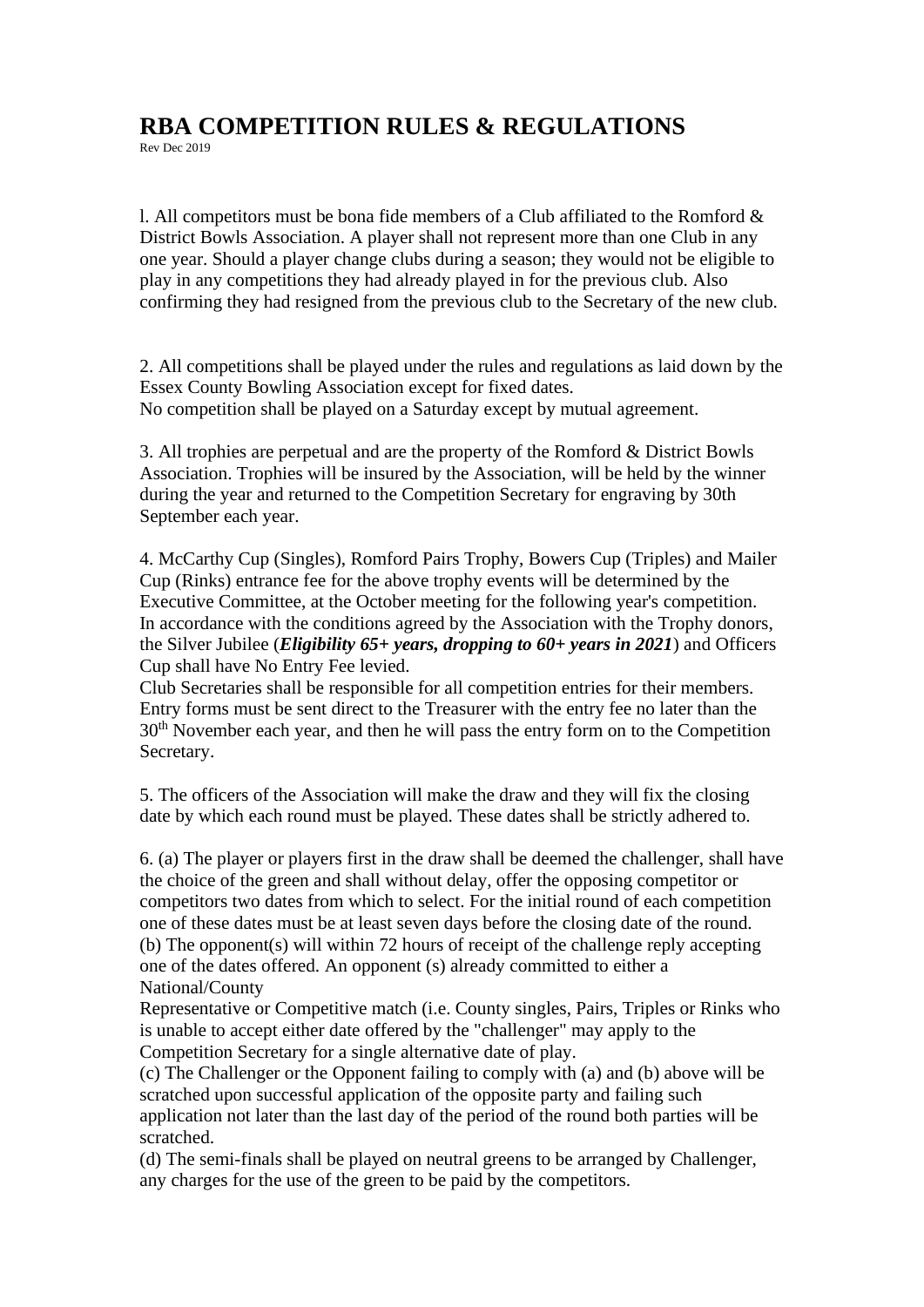# RBA COMPETITION RULES & REGULATIONS

Rev Dec 2019

l. All competitors must be bona fide members of a Club affiliated to the Romford & District Bowls Association. A player shall not represent more than one Club in any one year. Should a player change clubs during a season; they would not be eligible to play in any competitions they had already played in for the previous club. Also confirming they had resigned from the previous club to the Secretary of the new club.

2. All competitions shall be played under the rules and regulations as laid down by the Essex County Bowling Association except for fixed dates.
No competition shall be played on a Saturday except by mutual agreement.

3. All trophies are perpetual and are the property of the Romford & District Bowls Association. Trophies will be insured by the Association, will be held by the winner during the year and returned to the Competition Secretary for engraving by 30th September each year.

4. McCarthy Cup (Singles), Romford Pairs Trophy, Bowers Cup (Triples) and Mailer Cup (Rinks) entrance fee for the above trophy events will be determined by the Executive Committee, at the October meeting for the following year's competition.
In accordance with the conditions agreed by the Association with the Trophy donors, the Silver Jubilee (***Eligibility 65+ years, dropping to 60+ years in 2021***) and Officers Cup shall have No Entry Fee levied.
Club Secretaries shall be responsible for all competition entries for their members. Entry forms must be sent direct to the Treasurer with the entry fee no later than the 30th November each year, and then he will pass the entry form on to the Competition Secretary.

5. The officers of the Association will make the draw and they will fix the closing date by which each round must be played. These dates shall be strictly adhered to.

6. (a) The player or players first in the draw shall be deemed the challenger, shall have the choice of the green and shall without delay, offer the opposing competitor or competitors two dates from which to select. For the initial round of each competition one of these dates must be at least seven days before the closing date of the round.
(b) The opponent(s) will within 72 hours of receipt of the challenge reply accepting one of the dates offered. An opponent (s) already committed to either a National/County
Representative or Competitive match (i.e. County singles, Pairs, Triples or Rinks who is unable to accept either date offered by the "challenger" may apply to the Competition Secretary for a single alternative date of play.
(c) The Challenger or the Opponent failing to comply with (a) and (b) above will be scratched upon successful application of the opposite party and failing such application not later than the last day of the period of the round both parties will be scratched.
(d) The semi-finals shall be played on neutral greens to be arranged by Challenger, any charges for the use of the green to be paid by the competitors.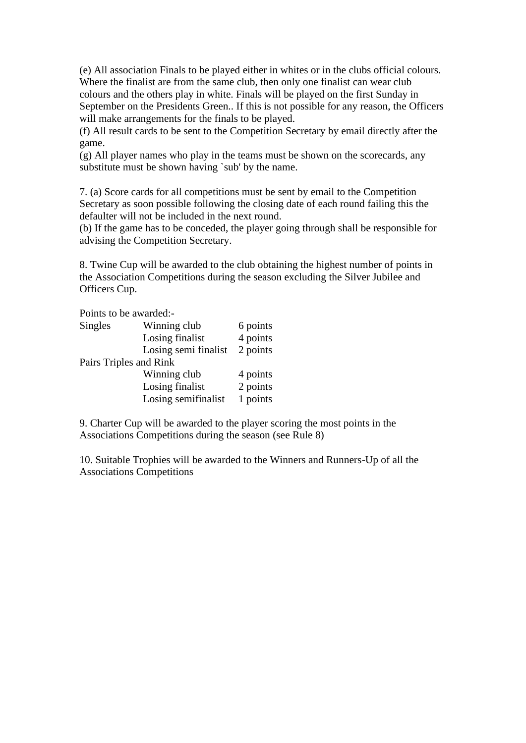(e) All association Finals to be played either in whites or in the clubs official colours. Where the finalist are from the same club, then only one finalist can wear club colours and the others play in white. Finals will be played on the first Sunday in September on the Presidents Green.. If this is not possible for any reason, the Officers will make arrangements for the finals to be played.
(f) All result cards to be sent to the Competition Secretary by email directly after the game.
(g) All player names who play in the teams must be shown on the scorecards, any substitute must be shown having `sub' by the name.

7. (a) Score cards for all competitions must be sent by email to the Competition Secretary as soon possible following the closing date of each round failing this the defaulter will not be included in the next round.
(b) If the game has to be conceded, the player going through shall be responsible for advising the Competition Secretary.

8. Twine Cup will be awarded to the club obtaining the highest number of points in the Association Competitions during the season excluding the Silver Jubilee and Officers Cup.

Points to be awarded:-

| | | |
|---|---|---|
| Singles | Winning club | 6 points |
| | Losing finalist | 4 points |
| | Losing semi finalist | 2 points |
| Pairs Triples and Rink | | |
| | Winning club | 4 points |
| | Losing finalist | 2 points |
| | Losing semifinalist | 1 points |

9. Charter Cup will be awarded to the player scoring the most points in the Associations Competitions during the season (see Rule 8)

10. Suitable Trophies will be awarded to the Winners and Runners-Up of all the Associations Competitions